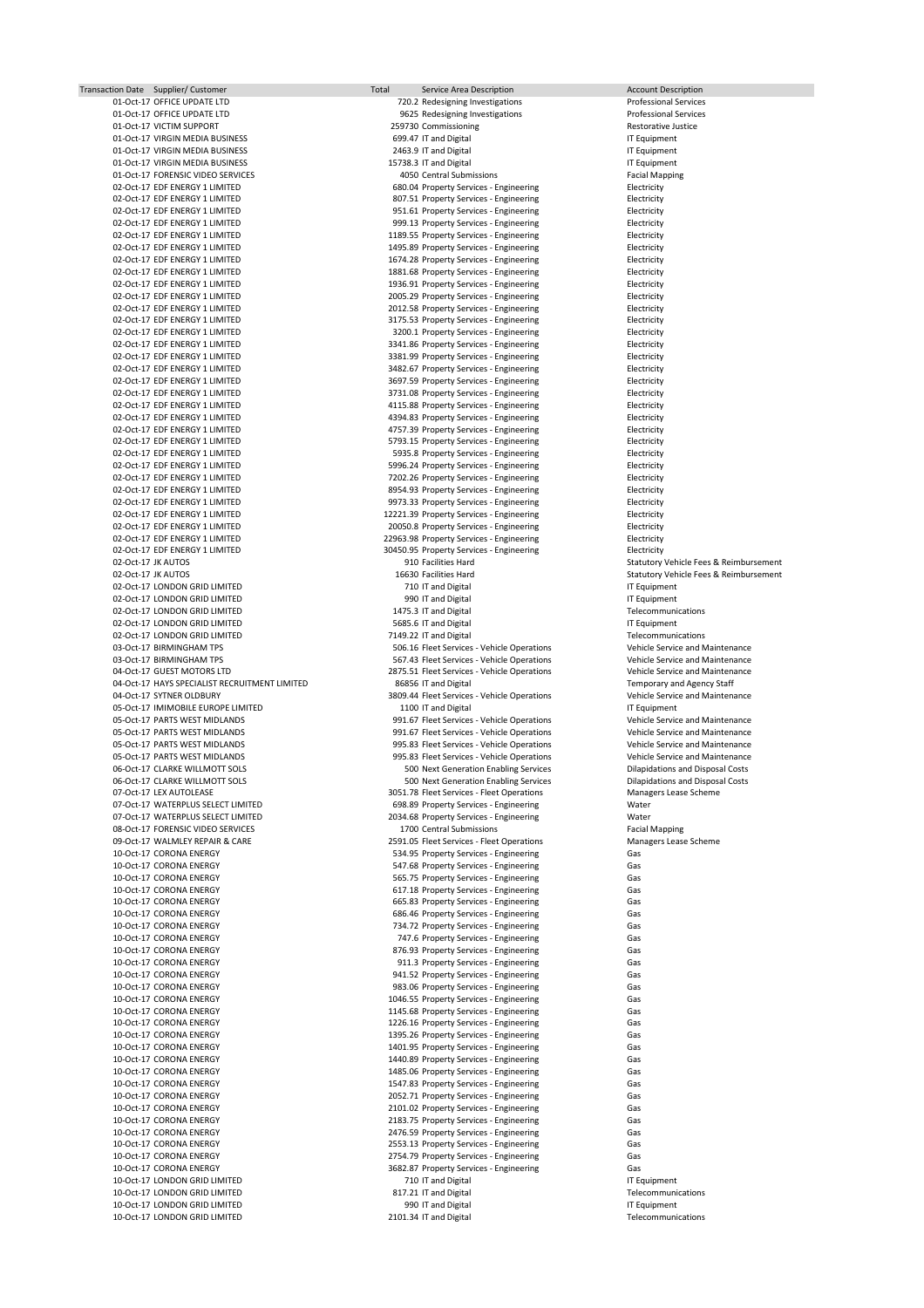| Transaction Date | Supplier/ Customer | Total | Service Area Description | Account Description |
|---|---|---|---|---|
| 01-Oct-17 | OFFICE UPDATE LTD | 720.2 | Redesigning Investigations | Professional Services |
| 01-Oct-17 | OFFICE UPDATE LTD | 9625 | Redesigning Investigations | Professional Services |
| 01-Oct-17 | VICTIM SUPPORT | 259730 | Commissioning | Restorative Justice |
| 01-Oct-17 | VIRGIN MEDIA BUSINESS | 699.47 | IT and Digital | IT Equipment |
| 01-Oct-17 | VIRGIN MEDIA BUSINESS | 2463.9 | IT and Digital | IT Equipment |
| 01-Oct-17 | VIRGIN MEDIA BUSINESS | 15738.3 | IT and Digital | IT Equipment |
| 01-Oct-17 | FORENSIC VIDEO SERVICES | 4050 | Central Submissions | Facial Mapping |
| 02-Oct-17 | EDF ENERGY 1 LIMITED | 680.04 | Property Services - Engineering | Electricity |
| 02-Oct-17 | EDF ENERGY 1 LIMITED | 807.51 | Property Services - Engineering | Electricity |
| 02-Oct-17 | EDF ENERGY 1 LIMITED | 951.61 | Property Services - Engineering | Electricity |
| 02-Oct-17 | EDF ENERGY 1 LIMITED | 999.13 | Property Services - Engineering | Electricity |
| 02-Oct-17 | EDF ENERGY 1 LIMITED | 1189.55 | Property Services - Engineering | Electricity |
| 02-Oct-17 | EDF ENERGY 1 LIMITED | 1495.89 | Property Services - Engineering | Electricity |
| 02-Oct-17 | EDF ENERGY 1 LIMITED | 1674.28 | Property Services - Engineering | Electricity |
| 02-Oct-17 | EDF ENERGY 1 LIMITED | 1881.68 | Property Services - Engineering | Electricity |
| 02-Oct-17 | EDF ENERGY 1 LIMITED | 1936.91 | Property Services - Engineering | Electricity |
| 02-Oct-17 | EDF ENERGY 1 LIMITED | 2005.29 | Property Services - Engineering | Electricity |
| 02-Oct-17 | EDF ENERGY 1 LIMITED | 2012.58 | Property Services - Engineering | Electricity |
| 02-Oct-17 | EDF ENERGY 1 LIMITED | 3175.53 | Property Services - Engineering | Electricity |
| 02-Oct-17 | EDF ENERGY 1 LIMITED | 3200.1 | Property Services - Engineering | Electricity |
| 02-Oct-17 | EDF ENERGY 1 LIMITED | 3341.86 | Property Services - Engineering | Electricity |
| 02-Oct-17 | EDF ENERGY 1 LIMITED | 3381.99 | Property Services - Engineering | Electricity |
| 02-Oct-17 | EDF ENERGY 1 LIMITED | 3482.67 | Property Services - Engineering | Electricity |
| 02-Oct-17 | EDF ENERGY 1 LIMITED | 3697.59 | Property Services - Engineering | Electricity |
| 02-Oct-17 | EDF ENERGY 1 LIMITED | 3731.08 | Property Services - Engineering | Electricity |
| 02-Oct-17 | EDF ENERGY 1 LIMITED | 4115.88 | Property Services - Engineering | Electricity |
| 02-Oct-17 | EDF ENERGY 1 LIMITED | 4394.83 | Property Services - Engineering | Electricity |
| 02-Oct-17 | EDF ENERGY 1 LIMITED | 4757.39 | Property Services - Engineering | Electricity |
| 02-Oct-17 | EDF ENERGY 1 LIMITED | 5793.15 | Property Services - Engineering | Electricity |
| 02-Oct-17 | EDF ENERGY 1 LIMITED | 5935.8 | Property Services - Engineering | Electricity |
| 02-Oct-17 | EDF ENERGY 1 LIMITED | 5996.24 | Property Services - Engineering | Electricity |
| 02-Oct-17 | EDF ENERGY 1 LIMITED | 7202.26 | Property Services - Engineering | Electricity |
| 02-Oct-17 | EDF ENERGY 1 LIMITED | 8954.93 | Property Services - Engineering | Electricity |
| 02-Oct-17 | EDF ENERGY 1 LIMITED | 9973.33 | Property Services - Engineering | Electricity |
| 02-Oct-17 | EDF ENERGY 1 LIMITED | 12221.39 | Property Services - Engineering | Electricity |
| 02-Oct-17 | EDF ENERGY 1 LIMITED | 20050.8 | Property Services - Engineering | Electricity |
| 02-Oct-17 | EDF ENERGY 1 LIMITED | 22963.98 | Property Services - Engineering | Electricity |
| 02-Oct-17 | EDF ENERGY 1 LIMITED | 30450.95 | Property Services - Engineering | Electricity |
| 02-Oct-17 | JK AUTOS | 910 | Facilities Hard | Statutory Vehicle Fees & Reimbursement |
| 02-Oct-17 | JK AUTOS | 16630 | Facilities Hard | Statutory Vehicle Fees & Reimbursement |
| 02-Oct-17 | LONDON GRID LIMITED | 710 | IT and Digital | IT Equipment |
| 02-Oct-17 | LONDON GRID LIMITED | 990 | IT and Digital | IT Equipment |
| 02-Oct-17 | LONDON GRID LIMITED | 1475.3 | IT and Digital | Telecommunications |
| 02-Oct-17 | LONDON GRID LIMITED | 5685.6 | IT and Digital | IT Equipment |
| 02-Oct-17 | LONDON GRID LIMITED | 7149.22 | IT and Digital | Telecommunications |
| 03-Oct-17 | BIRMINGHAM TPS | 506.16 | Fleet Services - Vehicle Operations | Vehicle Service and Maintenance |
| 03-Oct-17 | BIRMINGHAM TPS | 567.43 | Fleet Services - Vehicle Operations | Vehicle Service and Maintenance |
| 04-Oct-17 | GUEST MOTORS LTD | 2875.51 | Fleet Services - Vehicle Operations | Vehicle Service and Maintenance |
| 04-Oct-17 | HAYS SPECIALIST RECRUITMENT LIMITED | 86856 | IT and Digital | Temporary and Agency Staff |
| 04-Oct-17 | SYTNER OLDBURY | 3809.44 | Fleet Services - Vehicle Operations | Vehicle Service and Maintenance |
| 05-Oct-17 | IMIMOBILE EUROPE LIMITED | 1100 | IT and Digital | IT Equipment |
| 05-Oct-17 | PARTS WEST MIDLANDS | 991.67 | Fleet Services - Vehicle Operations | Vehicle Service and Maintenance |
| 05-Oct-17 | PARTS WEST MIDLANDS | 991.67 | Fleet Services - Vehicle Operations | Vehicle Service and Maintenance |
| 05-Oct-17 | PARTS WEST MIDLANDS | 995.83 | Fleet Services - Vehicle Operations | Vehicle Service and Maintenance |
| 05-Oct-17 | PARTS WEST MIDLANDS | 995.83 | Fleet Services - Vehicle Operations | Vehicle Service and Maintenance |
| 06-Oct-17 | CLARKE WILLMOTT SOLS | 500 | Next Generation Enabling Services | Dilapidations and Disposal Costs |
| 06-Oct-17 | CLARKE WILLMOTT SOLS | 500 | Next Generation Enabling Services | Dilapidations and Disposal Costs |
| 07-Oct-17 | LEX AUTOLEASE | 3051.78 | Fleet Services - Fleet Operations | Managers Lease Scheme |
| 07-Oct-17 | WATERPLUS SELECT LIMITED | 698.89 | Property Services - Engineering | Water |
| 07-Oct-17 | WATERPLUS SELECT LIMITED | 2034.68 | Property Services - Engineering | Water |
| 08-Oct-17 | FORENSIC VIDEO SERVICES | 1700 | Central Submissions | Facial Mapping |
| 09-Oct-17 | WALMLEY REPAIR & CARE | 2591.05 | Fleet Services - Fleet Operations | Managers Lease Scheme |
| 10-Oct-17 | CORONA ENERGY | 534.95 | Property Services - Engineering | Gas |
| 10-Oct-17 | CORONA ENERGY | 547.68 | Property Services - Engineering | Gas |
| 10-Oct-17 | CORONA ENERGY | 565.75 | Property Services - Engineering | Gas |
| 10-Oct-17 | CORONA ENERGY | 617.18 | Property Services - Engineering | Gas |
| 10-Oct-17 | CORONA ENERGY | 665.83 | Property Services - Engineering | Gas |
| 10-Oct-17 | CORONA ENERGY | 686.46 | Property Services - Engineering | Gas |
| 10-Oct-17 | CORONA ENERGY | 734.72 | Property Services - Engineering | Gas |
| 10-Oct-17 | CORONA ENERGY | 747.6 | Property Services - Engineering | Gas |
| 10-Oct-17 | CORONA ENERGY | 876.93 | Property Services - Engineering | Gas |
| 10-Oct-17 | CORONA ENERGY | 911.3 | Property Services - Engineering | Gas |
| 10-Oct-17 | CORONA ENERGY | 941.52 | Property Services - Engineering | Gas |
| 10-Oct-17 | CORONA ENERGY | 983.06 | Property Services - Engineering | Gas |
| 10-Oct-17 | CORONA ENERGY | 1046.55 | Property Services - Engineering | Gas |
| 10-Oct-17 | CORONA ENERGY | 1145.68 | Property Services - Engineering | Gas |
| 10-Oct-17 | CORONA ENERGY | 1226.16 | Property Services - Engineering | Gas |
| 10-Oct-17 | CORONA ENERGY | 1395.26 | Property Services - Engineering | Gas |
| 10-Oct-17 | CORONA ENERGY | 1401.95 | Property Services - Engineering | Gas |
| 10-Oct-17 | CORONA ENERGY | 1440.89 | Property Services - Engineering | Gas |
| 10-Oct-17 | CORONA ENERGY | 1485.06 | Property Services - Engineering | Gas |
| 10-Oct-17 | CORONA ENERGY | 1547.83 | Property Services - Engineering | Gas |
| 10-Oct-17 | CORONA ENERGY | 2052.71 | Property Services - Engineering | Gas |
| 10-Oct-17 | CORONA ENERGY | 2101.02 | Property Services - Engineering | Gas |
| 10-Oct-17 | CORONA ENERGY | 2183.75 | Property Services - Engineering | Gas |
| 10-Oct-17 | CORONA ENERGY | 2476.59 | Property Services - Engineering | Gas |
| 10-Oct-17 | CORONA ENERGY | 2553.13 | Property Services - Engineering | Gas |
| 10-Oct-17 | CORONA ENERGY | 2754.79 | Property Services - Engineering | Gas |
| 10-Oct-17 | CORONA ENERGY | 3682.87 | Property Services - Engineering | Gas |
| 10-Oct-17 | LONDON GRID LIMITED | 710 | IT and Digital | IT Equipment |
| 10-Oct-17 | LONDON GRID LIMITED | 817.21 | IT and Digital | Telecommunications |
| 10-Oct-17 | LONDON GRID LIMITED | 990 | IT and Digital | IT Equipment |
| 10-Oct-17 | LONDON GRID LIMITED | 2101.34 | IT and Digital | Telecommunications |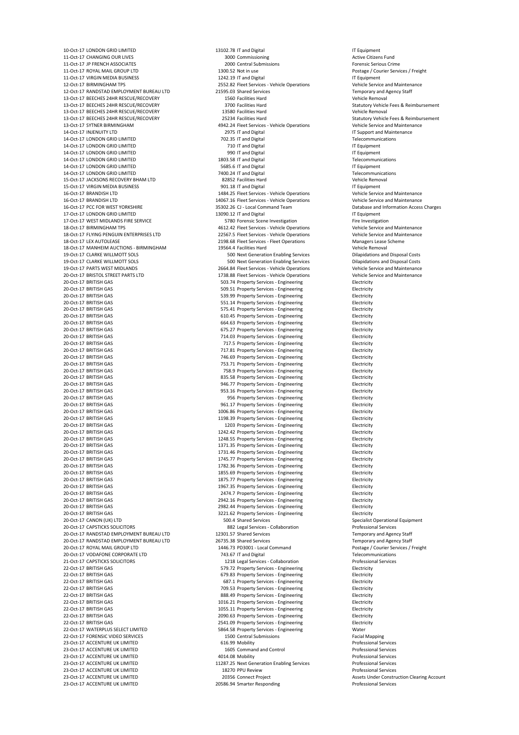| | | | | |
|---|---|---|---|---|
| 10-Oct-17 | LONDON GRID LIMITED | 13102.78 | IT and Digital | IT Equipment |
| 11-Oct-17 | CHANGING OUR LIVES | 3000 | Commissioning | Active Citizens Fund |
| 11-Oct-17 | JP FRENCH ASSOCIATES | 2000 | Central Submissions | Forensic Serious Crime |
| 11-Oct-17 | ROYAL MAIL GROUP LTD | 1300.52 | Not in use | Postage / Courier Services / Freight |
| 11-Oct-17 | VIRGIN MEDIA BUSINESS | 1242.19 | IT and Digital | IT Equipment |
| 12-Oct-17 | BIRMINGHAM TPS | 2552.82 | Fleet Services - Vehicle Operations | Vehicle Service and Maintenance |
| 12-Oct-17 | RANDSTAD EMPLOYMENT BUREAU LTD | 21595.03 | Shared Services | Temporary and Agency Staff |
| 13-Oct-17 | BEECHES 24HR RESCUE/RECOVERY | 1560 | Facilities Hard | Vehicle Removal |
| 13-Oct-17 | BEECHES 24HR RESCUE/RECOVERY | 3700 | Facilities Hard | Statutory Vehicle Fees & Reimbursement |
| 13-Oct-17 | BEECHES 24HR RESCUE/RECOVERY | 13580 | Facilities Hard | Vehicle Removal |
| 13-Oct-17 | BEECHES 24HR RESCUE/RECOVERY | 25234 | Facilities Hard | Statutory Vehicle Fees & Reimbursement |
| 13-Oct-17 | SYTNER BIRMINGHAM | 4942.24 | Fleet Services - Vehicle Operations | Vehicle Service and Maintenance |
| 14-Oct-17 | INJENUITY LTD | 2975 | IT and Digital | IT Support and Maintenance |
| 14-Oct-17 | LONDON GRID LIMITED | 702.35 | IT and Digital | Telecommunications |
| 14-Oct-17 | LONDON GRID LIMITED | 710 | IT and Digital | IT Equipment |
| 14-Oct-17 | LONDON GRID LIMITED | 990 | IT and Digital | IT Equipment |
| 14-Oct-17 | LONDON GRID LIMITED | 1803.58 | IT and Digital | Telecommunications |
| 14-Oct-17 | LONDON GRID LIMITED | 5685.6 | IT and Digital | IT Equipment |
| 14-Oct-17 | LONDON GRID LIMITED | 7400.24 | IT and Digital | Telecommunications |
| 15-Oct-17 | JACKSONS RECOVERY BHAM LTD | 82852 | Facilities Hard | Vehicle Removal |
| 15-Oct-17 | VIRGIN MEDIA BUSINESS | 901.18 | IT and Digital | IT Equipment |
| 16-Oct-17 | BRANDISH LTD | 1484.25 | Fleet Services - Vehicle Operations | Vehicle Service and Maintenance |
| 16-Oct-17 | BRANDISH LTD | 14067.16 | Fleet Services - Vehicle Operations | Vehicle Service and Maintenance |
| 16-Oct-17 | PCC FOR WEST YORKSHIRE | 35302.26 | CJ - Local Command Team | Database and Information Access Charges |
| 17-Oct-17 | LONDON GRID LIMITED | 13090.12 | IT and Digital | IT Equipment |
| 17-Oct-17 | WEST MIDLANDS FIRE SERVICE | 5780 | Forensic Scene Investigation | Fire Investigation |
| 18-Oct-17 | BIRMINGHAM TPS | 4612.42 | Fleet Services - Vehicle Operations | Vehicle Service and Maintenance |
| 18-Oct-17 | FLYING PENGUIN ENTERPRISES LTD | 22567.5 | Fleet Services - Vehicle Operations | Vehicle Service and Maintenance |
| 18-Oct-17 | LEX AUTOLEASE | 2198.68 | Fleet Services - Fleet Operations | Managers Lease Scheme |
| 18-Oct-17 | MANHEIM AUCTIONS - BIRMINGHAM | 19564.4 | Facilities Hard | Vehicle Removal |
| 19-Oct-17 | CLARKE WILLMOTT SOLS | 500 | Next Generation Enabling Services | Dilapidations and Disposal Costs |
| 19-Oct-17 | CLARKE WILLMOTT SOLS | 500 | Next Generation Enabling Services | Dilapidations and Disposal Costs |
| 19-Oct-17 | PARTS WEST MIDLANDS | 2664.84 | Fleet Services - Vehicle Operations | Vehicle Service and Maintenance |
| 20-Oct-17 | BRISTOL STREET PARTS LTD | 1738.88 | Fleet Services - Vehicle Operations | Vehicle Service and Maintenance |
| 20-Oct-17 | BRITISH GAS | 503.74 | Property Services - Engineering | Electricity |
| 20-Oct-17 | BRITISH GAS | 509.51 | Property Services - Engineering | Electricity |
| 20-Oct-17 | BRITISH GAS | 539.99 | Property Services - Engineering | Electricity |
| 20-Oct-17 | BRITISH GAS | 551.14 | Property Services - Engineering | Electricity |
| 20-Oct-17 | BRITISH GAS | 575.41 | Property Services - Engineering | Electricity |
| 20-Oct-17 | BRITISH GAS | 610.45 | Property Services - Engineering | Electricity |
| 20-Oct-17 | BRITISH GAS | 664.63 | Property Services - Engineering | Electricity |
| 20-Oct-17 | BRITISH GAS | 675.27 | Property Services - Engineering | Electricity |
| 20-Oct-17 | BRITISH GAS | 714.03 | Property Services - Engineering | Electricity |
| 20-Oct-17 | BRITISH GAS | 717.5 | Property Services - Engineering | Electricity |
| 20-Oct-17 | BRITISH GAS | 717.81 | Property Services - Engineering | Electricity |
| 20-Oct-17 | BRITISH GAS | 746.69 | Property Services - Engineering | Electricity |
| 20-Oct-17 | BRITISH GAS | 753.71 | Property Services - Engineering | Electricity |
| 20-Oct-17 | BRITISH GAS | 758.9 | Property Services - Engineering | Electricity |
| 20-Oct-17 | BRITISH GAS | 835.58 | Property Services - Engineering | Electricity |
| 20-Oct-17 | BRITISH GAS | 946.77 | Property Services - Engineering | Electricity |
| 20-Oct-17 | BRITISH GAS | 953.16 | Property Services - Engineering | Electricity |
| 20-Oct-17 | BRITISH GAS | 956 | Property Services - Engineering | Electricity |
| 20-Oct-17 | BRITISH GAS | 961.17 | Property Services - Engineering | Electricity |
| 20-Oct-17 | BRITISH GAS | 1006.86 | Property Services - Engineering | Electricity |
| 20-Oct-17 | BRITISH GAS | 1198.39 | Property Services - Engineering | Electricity |
| 20-Oct-17 | BRITISH GAS | 1203 | Property Services - Engineering | Electricity |
| 20-Oct-17 | BRITISH GAS | 1242.42 | Property Services - Engineering | Electricity |
| 20-Oct-17 | BRITISH GAS | 1248.55 | Property Services - Engineering | Electricity |
| 20-Oct-17 | BRITISH GAS | 1371.35 | Property Services - Engineering | Electricity |
| 20-Oct-17 | BRITISH GAS | 1731.46 | Property Services - Engineering | Electricity |
| 20-Oct-17 | BRITISH GAS | 1745.77 | Property Services - Engineering | Electricity |
| 20-Oct-17 | BRITISH GAS | 1782.36 | Property Services - Engineering | Electricity |
| 20-Oct-17 | BRITISH GAS | 1855.69 | Property Services - Engineering | Electricity |
| 20-Oct-17 | BRITISH GAS | 1875.77 | Property Services - Engineering | Electricity |
| 20-Oct-17 | BRITISH GAS | 1967.35 | Property Services - Engineering | Electricity |
| 20-Oct-17 | BRITISH GAS | 2474.7 | Property Services - Engineering | Electricity |
| 20-Oct-17 | BRITISH GAS | 2942.16 | Property Services - Engineering | Electricity |
| 20-Oct-17 | BRITISH GAS | 2982.44 | Property Services - Engineering | Electricity |
| 20-Oct-17 | BRITISH GAS | 3221.62 | Property Services - Engineering | Electricity |
| 20-Oct-17 | CANON (UK) LTD | 500.4 | Shared Services | Specialist Operational Equipment |
| 20-Oct-17 | CAPSTICKS SOLICITORS | 882 | Legal Services - Collaboration | Professional Services |
| 20-Oct-17 | RANDSTAD EMPLOYMENT BUREAU LTD | 12301.57 | Shared Services | Temporary and Agency Staff |
| 20-Oct-17 | RANDSTAD EMPLOYMENT BUREAU LTD | 26735.38 | Shared Services | Temporary and Agency Staff |
| 20-Oct-17 | ROYAL MAIL GROUP LTD | 1446.73 | PD3001 - Local Command | Postage / Courier Services / Freight |
| 20-Oct-17 | VODAFONE CORPORATE LTD | 743.67 | IT and Digital | Telecommunications |
| 21-Oct-17 | CAPSTICKS SOLICITORS | 1218 | Legal Services - Collaboration | Professional Services |
| 22-Oct-17 | BRITISH GAS | 579.72 | Property Services - Engineering | Electricity |
| 22-Oct-17 | BRITISH GAS | 679.83 | Property Services - Engineering | Electricity |
| 22-Oct-17 | BRITISH GAS | 687.1 | Property Services - Engineering | Electricity |
| 22-Oct-17 | BRITISH GAS | 709.53 | Property Services - Engineering | Electricity |
| 22-Oct-17 | BRITISH GAS | 888.49 | Property Services - Engineering | Electricity |
| 22-Oct-17 | BRITISH GAS | 1016.21 | Property Services - Engineering | Electricity |
| 22-Oct-17 | BRITISH GAS | 1055.11 | Property Services - Engineering | Electricity |
| 22-Oct-17 | BRITISH GAS | 2090.63 | Property Services - Engineering | Electricity |
| 22-Oct-17 | BRITISH GAS | 2541.09 | Property Services - Engineering | Electricity |
| 22-Oct-17 | WATERPLUS SELECT LIMITED | 5864.58 | Property Services - Engineering | Water |
| 22-Oct-17 | FORENSIC VIDEO SERVICES | 1500 | Central Submissions | Facial Mapping |
| 23-Oct-17 | ACCENTURE UK LIMITED | 616.99 | Mobility | Professional Services |
| 23-Oct-17 | ACCENTURE UK LIMITED | 1605 | Command and Control | Professional Services |
| 23-Oct-17 | ACCENTURE UK LIMITED | 4014.08 | Mobility | Professional Services |
| 23-Oct-17 | ACCENTURE UK LIMITED | 11287.25 | Next Generation Enabling Services | Professional Services |
| 23-Oct-17 | ACCENTURE UK LIMITED | 18270 | PPU Review | Professional Services |
| 23-Oct-17 | ACCENTURE UK LIMITED | 20356 | Connect Project | Assets Under Construction Clearing Account |
| 23-Oct-17 | ACCENTURE UK LIMITED | 20586.94 | Smarter Responding | Professional Services |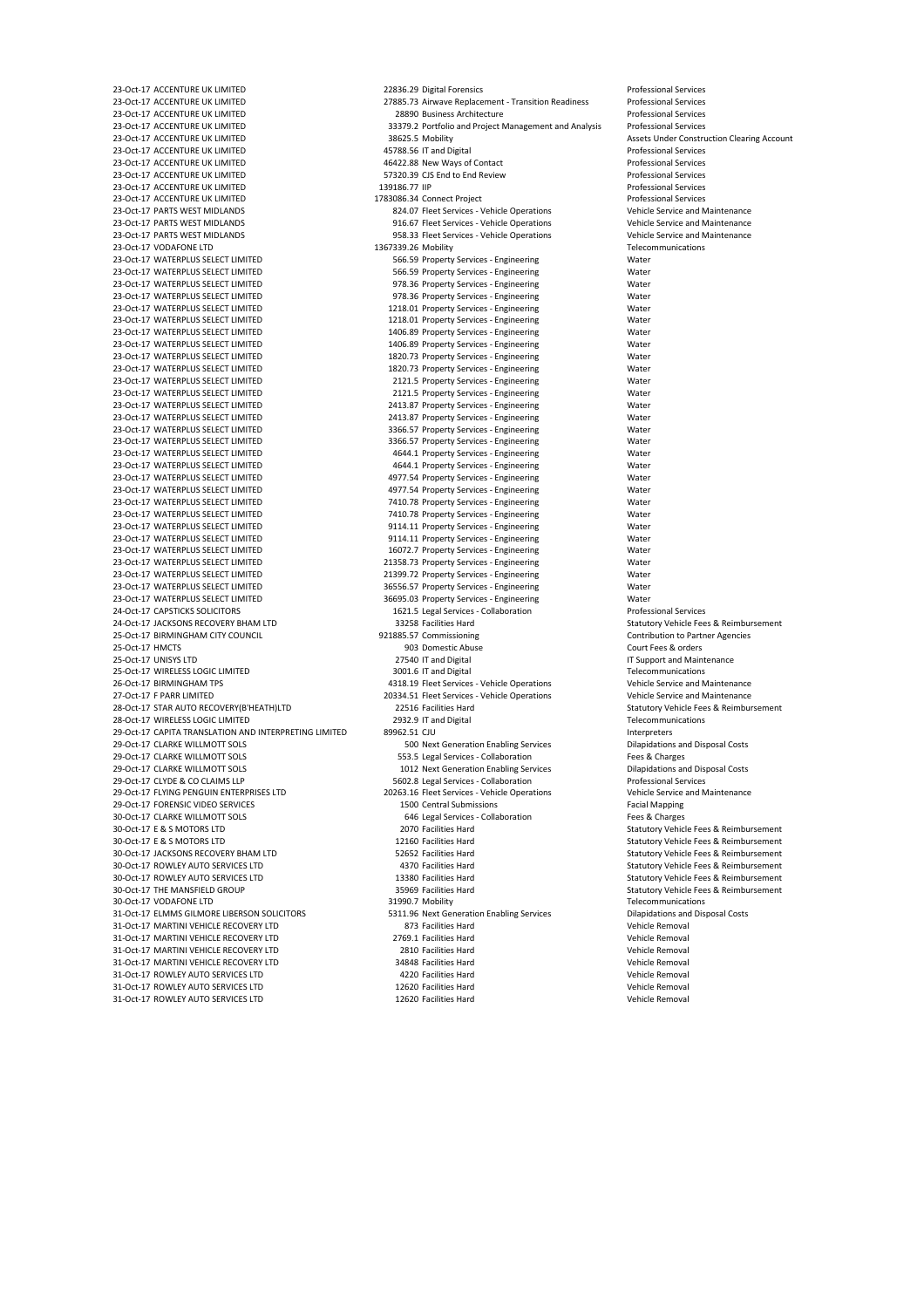| | | | | |
|---|---|---|---|---|
| 23-Oct-17 | ACCENTURE UK LIMITED | 22836.29 | Digital Forensics | Professional Services |
| 23-Oct-17 | ACCENTURE UK LIMITED | 27885.73 | Airwave Replacement - Transition Readiness | Professional Services |
| 23-Oct-17 | ACCENTURE UK LIMITED | 28890 | Business Architecture | Professional Services |
| 23-Oct-17 | ACCENTURE UK LIMITED | 33379.2 | Portfolio and Project Management and Analysis | Professional Services |
| 23-Oct-17 | ACCENTURE UK LIMITED | 38625.5 | Mobility | Assets Under Construction Clearing Account |
| 23-Oct-17 | ACCENTURE UK LIMITED | 45788.56 | IT and Digital | Professional Services |
| 23-Oct-17 | ACCENTURE UK LIMITED | 46422.88 | New Ways of Contact | Professional Services |
| 23-Oct-17 | ACCENTURE UK LIMITED | 57320.39 | CJS End to End Review | Professional Services |
| 23-Oct-17 | ACCENTURE UK LIMITED | 139186.77 | IIP | Professional Services |
| 23-Oct-17 | ACCENTURE UK LIMITED | 1783086.34 | Connect Project | Professional Services |
| 23-Oct-17 | PARTS WEST MIDLANDS | 824.07 | Fleet Services - Vehicle Operations | Vehicle Service and Maintenance |
| 23-Oct-17 | PARTS WEST MIDLANDS | 916.67 | Fleet Services - Vehicle Operations | Vehicle Service and Maintenance |
| 23-Oct-17 | PARTS WEST MIDLANDS | 958.33 | Fleet Services - Vehicle Operations | Vehicle Service and Maintenance |
| 23-Oct-17 | VODAFONE LTD | 1367339.26 | Mobility | Telecommunications |
| 23-Oct-17 | WATERPLUS SELECT LIMITED | 566.59 | Property Services - Engineering | Water |
| 23-Oct-17 | WATERPLUS SELECT LIMITED | 566.59 | Property Services - Engineering | Water |
| 23-Oct-17 | WATERPLUS SELECT LIMITED | 978.36 | Property Services - Engineering | Water |
| 23-Oct-17 | WATERPLUS SELECT LIMITED | 978.36 | Property Services - Engineering | Water |
| 23-Oct-17 | WATERPLUS SELECT LIMITED | 1218.01 | Property Services - Engineering | Water |
| 23-Oct-17 | WATERPLUS SELECT LIMITED | 1218.01 | Property Services - Engineering | Water |
| 23-Oct-17 | WATERPLUS SELECT LIMITED | 1406.89 | Property Services - Engineering | Water |
| 23-Oct-17 | WATERPLUS SELECT LIMITED | 1406.89 | Property Services - Engineering | Water |
| 23-Oct-17 | WATERPLUS SELECT LIMITED | 1820.73 | Property Services - Engineering | Water |
| 23-Oct-17 | WATERPLUS SELECT LIMITED | 1820.73 | Property Services - Engineering | Water |
| 23-Oct-17 | WATERPLUS SELECT LIMITED | 2121.5 | Property Services - Engineering | Water |
| 23-Oct-17 | WATERPLUS SELECT LIMITED | 2121.5 | Property Services - Engineering | Water |
| 23-Oct-17 | WATERPLUS SELECT LIMITED | 2413.87 | Property Services - Engineering | Water |
| 23-Oct-17 | WATERPLUS SELECT LIMITED | 2413.87 | Property Services - Engineering | Water |
| 23-Oct-17 | WATERPLUS SELECT LIMITED | 3366.57 | Property Services - Engineering | Water |
| 23-Oct-17 | WATERPLUS SELECT LIMITED | 3366.57 | Property Services - Engineering | Water |
| 23-Oct-17 | WATERPLUS SELECT LIMITED | 4644.1 | Property Services - Engineering | Water |
| 23-Oct-17 | WATERPLUS SELECT LIMITED | 4644.1 | Property Services - Engineering | Water |
| 23-Oct-17 | WATERPLUS SELECT LIMITED | 4977.54 | Property Services - Engineering | Water |
| 23-Oct-17 | WATERPLUS SELECT LIMITED | 4977.54 | Property Services - Engineering | Water |
| 23-Oct-17 | WATERPLUS SELECT LIMITED | 7410.78 | Property Services - Engineering | Water |
| 23-Oct-17 | WATERPLUS SELECT LIMITED | 7410.78 | Property Services - Engineering | Water |
| 23-Oct-17 | WATERPLUS SELECT LIMITED | 9114.11 | Property Services - Engineering | Water |
| 23-Oct-17 | WATERPLUS SELECT LIMITED | 9114.11 | Property Services - Engineering | Water |
| 23-Oct-17 | WATERPLUS SELECT LIMITED | 16072.7 | Property Services - Engineering | Water |
| 23-Oct-17 | WATERPLUS SELECT LIMITED | 21358.73 | Property Services - Engineering | Water |
| 23-Oct-17 | WATERPLUS SELECT LIMITED | 21399.72 | Property Services - Engineering | Water |
| 23-Oct-17 | WATERPLUS SELECT LIMITED | 36556.57 | Property Services - Engineering | Water |
| 23-Oct-17 | WATERPLUS SELECT LIMITED | 36695.03 | Property Services - Engineering | Water |
| 24-Oct-17 | CAPSTICKS SOLICITORS | 1621.5 | Legal Services - Collaboration | Professional Services |
| 24-Oct-17 | JACKSONS RECOVERY BHAM LTD | 33258 | Facilities Hard | Statutory Vehicle Fees & Reimbursement |
| 25-Oct-17 | BIRMINGHAM CITY COUNCIL | 921885.57 | Commissioning | Contribution to Partner Agencies |
| 25-Oct-17 | HMCTS | 903 | Domestic Abuse | Court Fees & orders |
| 25-Oct-17 | UNISYS LTD | 27540 | IT and Digital | IT Support and Maintenance |
| 25-Oct-17 | WIRELESS LOGIC LIMITED | 3001.6 | IT and Digital | Telecommunications |
| 26-Oct-17 | BIRMINGHAM TPS | 4318.19 | Fleet Services - Vehicle Operations | Vehicle Service and Maintenance |
| 27-Oct-17 | F PARR LIMITED | 20334.51 | Fleet Services - Vehicle Operations | Vehicle Service and Maintenance |
| 28-Oct-17 | STAR AUTO RECOVERY(B'HEATH)LTD | 22516 | Facilities Hard | Statutory Vehicle Fees & Reimbursement |
| 28-Oct-17 | WIRELESS LOGIC LIMITED | 2932.9 | IT and Digital | Telecommunications |
| 29-Oct-17 | CAPITA TRANSLATION AND INTERPRETING LIMITED | 89962.51 | CJU | Interpreters |
| 29-Oct-17 | CLARKE WILLMOTT SOLS | 500 | Next Generation Enabling Services | Dilapidations and Disposal Costs |
| 29-Oct-17 | CLARKE WILLMOTT SOLS | 553.5 | Legal Services - Collaboration | Fees & Charges |
| 29-Oct-17 | CLARKE WILLMOTT SOLS | 1012 | Next Generation Enabling Services | Dilapidations and Disposal Costs |
| 29-Oct-17 | CLYDE & CO CLAIMS LLP | 5602.8 | Legal Services - Collaboration | Professional Services |
| 29-Oct-17 | FLYING PENGUIN ENTERPRISES LTD | 20263.16 | Fleet Services - Vehicle Operations | Vehicle Service and Maintenance |
| 29-Oct-17 | FORENSIC VIDEO SERVICES | 1500 | Central Submissions | Facial Mapping |
| 30-Oct-17 | CLARKE WILLMOTT SOLS | 646 | Legal Services - Collaboration | Fees & Charges |
| 30-Oct-17 | E & S MOTORS LTD | 2070 | Facilities Hard | Statutory Vehicle Fees & Reimbursement |
| 30-Oct-17 | E & S MOTORS LTD | 12160 | Facilities Hard | Statutory Vehicle Fees & Reimbursement |
| 30-Oct-17 | JACKSONS RECOVERY BHAM LTD | 52652 | Facilities Hard | Statutory Vehicle Fees & Reimbursement |
| 30-Oct-17 | ROWLEY AUTO SERVICES LTD | 4370 | Facilities Hard | Statutory Vehicle Fees & Reimbursement |
| 30-Oct-17 | ROWLEY AUTO SERVICES LTD | 13380 | Facilities Hard | Statutory Vehicle Fees & Reimbursement |
| 30-Oct-17 | THE MANSFIELD GROUP | 35969 | Facilities Hard | Statutory Vehicle Fees & Reimbursement |
| 30-Oct-17 | VODAFONE LTD | 31990.7 | Mobility | Telecommunications |
| 31-Oct-17 | ELMMS GILMORE LIBERSON SOLICITORS | 5311.96 | Next Generation Enabling Services | Dilapidations and Disposal Costs |
| 31-Oct-17 | MARTINI VEHICLE RECOVERY LTD | 873 | Facilities Hard | Vehicle Removal |
| 31-Oct-17 | MARTINI VEHICLE RECOVERY LTD | 2769.1 | Facilities Hard | Vehicle Removal |
| 31-Oct-17 | MARTINI VEHICLE RECOVERY LTD | 2810 | Facilities Hard | Vehicle Removal |
| 31-Oct-17 | MARTINI VEHICLE RECOVERY LTD | 34848 | Facilities Hard | Vehicle Removal |
| 31-Oct-17 | ROWLEY AUTO SERVICES LTD | 4220 | Facilities Hard | Vehicle Removal |
| 31-Oct-17 | ROWLEY AUTO SERVICES LTD | 12620 | Facilities Hard | Vehicle Removal |
| 31-Oct-17 | ROWLEY AUTO SERVICES LTD | 12620 | Facilities Hard | Vehicle Removal |